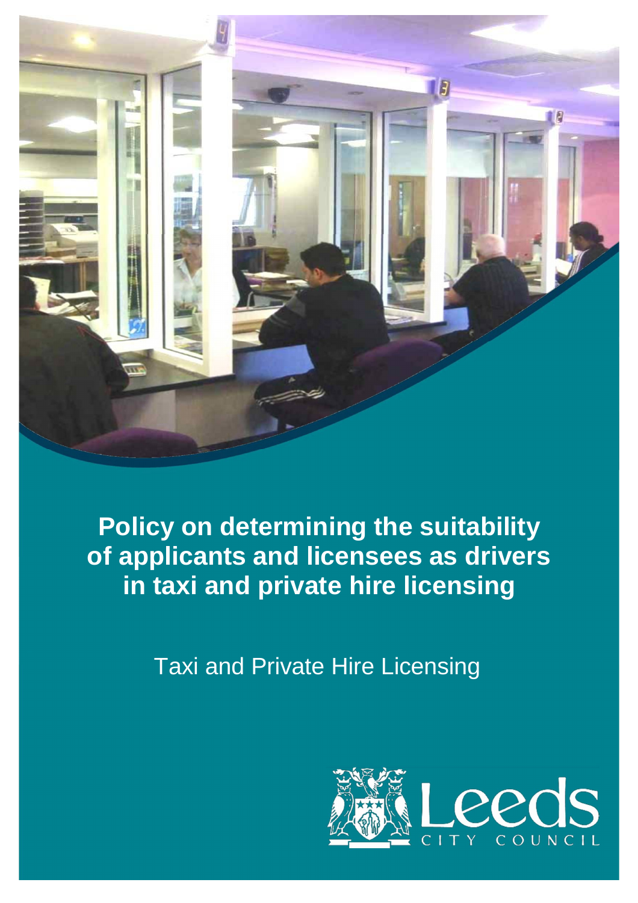# Policy on determining the suitability of applicants and licensees as drivers in taxi and private hire licensing

Taxi and Private Hire Licensing

Leeds CITY COUNCIL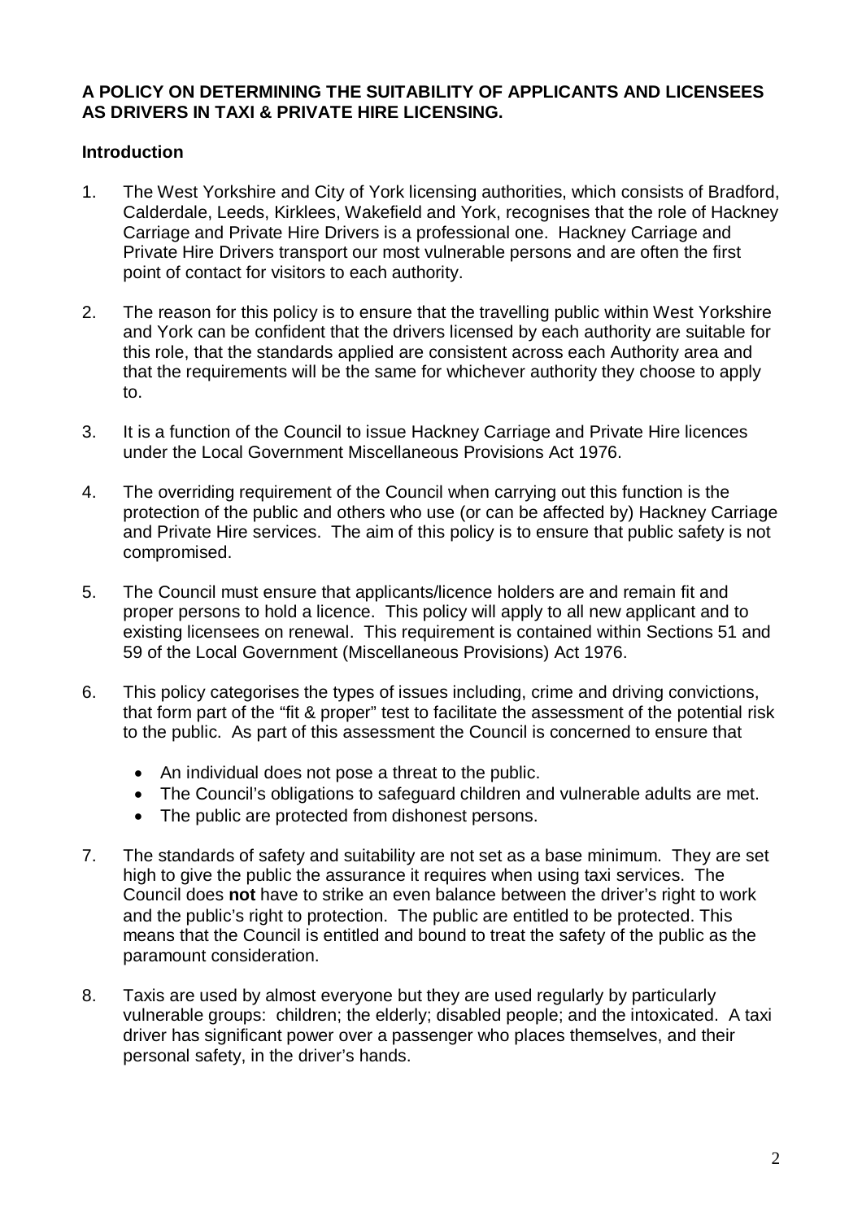**A POLICY ON DETERMINING THE SUITABILITY OF APPLICANTS AND LICENSEES AS DRIVERS IN TAXI & PRIVATE HIRE LICENSING.**

## Introduction

1. The West Yorkshire and City of York licensing authorities, which consists of Bradford, Calderdale, Leeds, Kirklees, Wakefield and York, recognises that the role of Hackney Carriage and Private Hire Drivers is a professional one. Hackney Carriage and Private Hire Drivers transport our most vulnerable persons and are often the first point of contact for visitors to each authority.

2. The reason for this policy is to ensure that the travelling public within West Yorkshire and York can be confident that the drivers licensed by each authority are suitable for this role, that the standards applied are consistent across each Authority area and that the requirements will be the same for whichever authority they choose to apply to.

3. It is a function of the Council to issue Hackney Carriage and Private Hire licences under the Local Government Miscellaneous Provisions Act 1976.

4. The overriding requirement of the Council when carrying out this function is the protection of the public and others who use (or can be affected by) Hackney Carriage and Private Hire services. The aim of this policy is to ensure that public safety is not compromised.

5. The Council must ensure that applicants/licence holders are and remain fit and proper persons to hold a licence. This policy will apply to all new applicant and to existing licensees on renewal. This requirement is contained within Sections 51 and 59 of the Local Government (Miscellaneous Provisions) Act 1976.

6. This policy categorises the types of issues including, crime and driving convictions, that form part of the "fit & proper" test to facilitate the assessment of the potential risk to the public. As part of this assessment the Council is concerned to ensure that

   - An individual does not pose a threat to the public.
   - The Council's obligations to safeguard children and vulnerable adults are met.
   - The public are protected from dishonest persons.

7. The standards of safety and suitability are not set as a base minimum. They are set high to give the public the assurance it requires when using taxi services. The Council does **not** have to strike an even balance between the driver's right to work and the public's right to protection. The public are entitled to be protected. This means that the Council is entitled and bound to treat the safety of the public as the paramount consideration.

8. Taxis are used by almost everyone but they are used regularly by particularly vulnerable groups: children; the elderly; disabled people; and the intoxicated. A taxi driver has significant power over a passenger who places themselves, and their personal safety, in the driver's hands.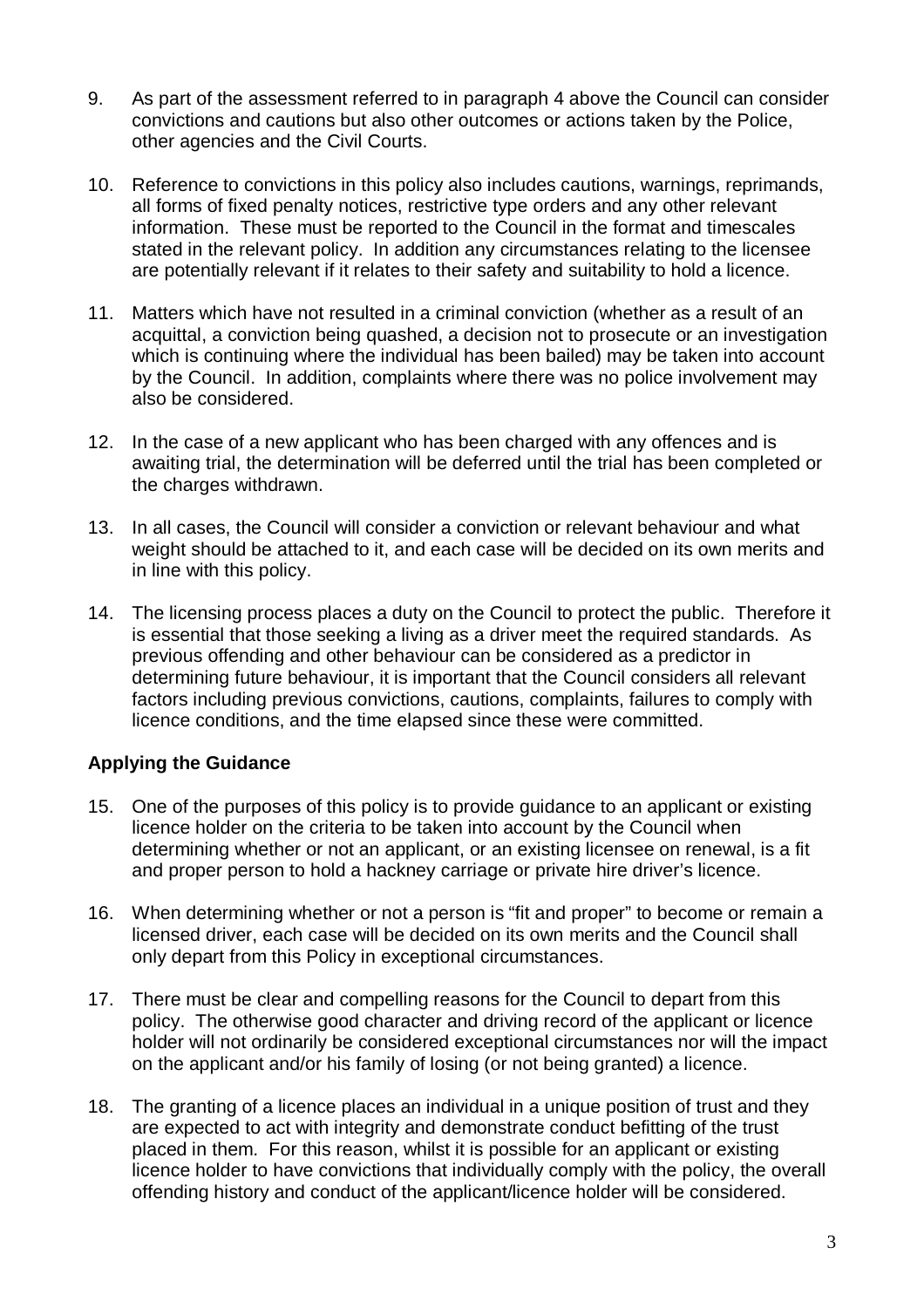9. As part of the assessment referred to in paragraph 4 above the Council can consider convictions and cautions but also other outcomes or actions taken by the Police, other agencies and the Civil Courts.

10. Reference to convictions in this policy also includes cautions, warnings, reprimands, all forms of fixed penalty notices, restrictive type orders and any other relevant information. These must be reported to the Council in the format and timescales stated in the relevant policy. In addition any circumstances relating to the licensee are potentially relevant if it relates to their safety and suitability to hold a licence.

11. Matters which have not resulted in a criminal conviction (whether as a result of an acquittal, a conviction being quashed, a decision not to prosecute or an investigation which is continuing where the individual has been bailed) may be taken into account by the Council. In addition, complaints where there was no police involvement may also be considered.

12. In the case of a new applicant who has been charged with any offences and is awaiting trial, the determination will be deferred until the trial has been completed or the charges withdrawn.

13. In all cases, the Council will consider a conviction or relevant behaviour and what weight should be attached to it, and each case will be decided on its own merits and in line with this policy.

14. The licensing process places a duty on the Council to protect the public. Therefore it is essential that those seeking a living as a driver meet the required standards. As previous offending and other behaviour can be considered as a predictor in determining future behaviour, it is important that the Council considers all relevant factors including previous convictions, cautions, complaints, failures to comply with licence conditions, and the time elapsed since these were committed.

**Applying the Guidance**

15. One of the purposes of this policy is to provide guidance to an applicant or existing licence holder on the criteria to be taken into account by the Council when determining whether or not an applicant, or an existing licensee on renewal, is a fit and proper person to hold a hackney carriage or private hire driver's licence.

16. When determining whether or not a person is "fit and proper" to become or remain a licensed driver, each case will be decided on its own merits and the Council shall only depart from this Policy in exceptional circumstances.

17. There must be clear and compelling reasons for the Council to depart from this policy. The otherwise good character and driving record of the applicant or licence holder will not ordinarily be considered exceptional circumstances nor will the impact on the applicant and/or his family of losing (or not being granted) a licence.

18. The granting of a licence places an individual in a unique position of trust and they are expected to act with integrity and demonstrate conduct befitting of the trust placed in them. For this reason, whilst it is possible for an applicant or existing licence holder to have convictions that individually comply with the policy, the overall offending history and conduct of the applicant/licence holder will be considered.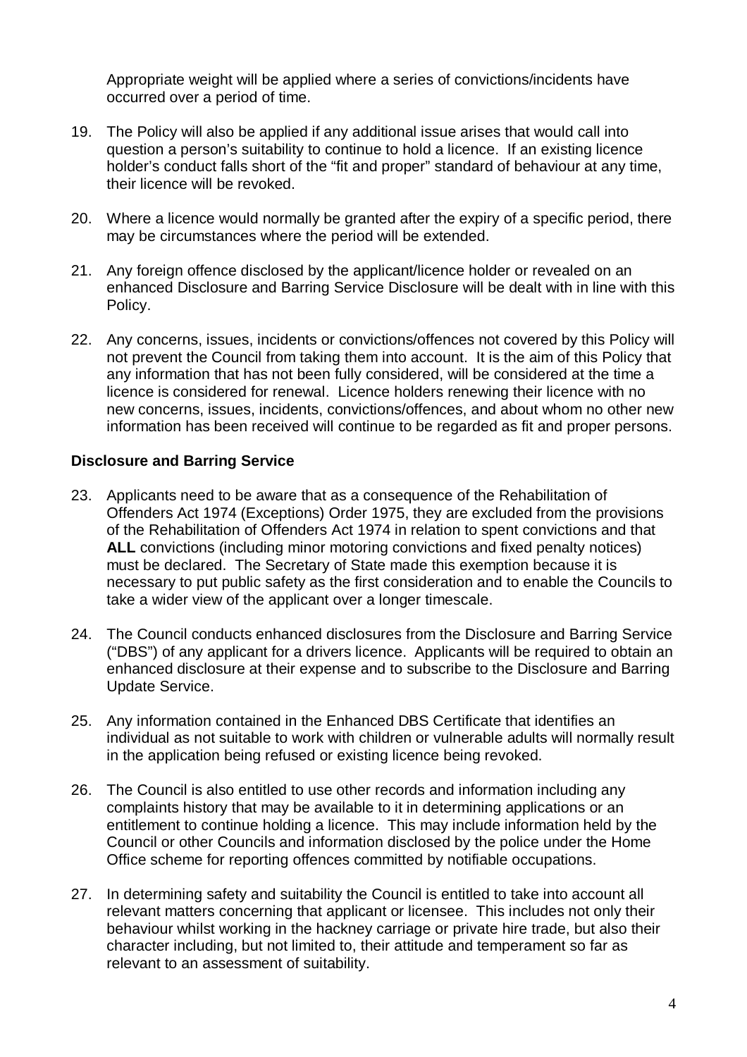Appropriate weight will be applied where a series of convictions/incidents have occurred over a period of time.

19. The Policy will also be applied if any additional issue arises that would call into question a person's suitability to continue to hold a licence. If an existing licence holder's conduct falls short of the "fit and proper" standard of behaviour at any time, their licence will be revoked.

20. Where a licence would normally be granted after the expiry of a specific period, there may be circumstances where the period will be extended.

21. Any foreign offence disclosed by the applicant/licence holder or revealed on an enhanced Disclosure and Barring Service Disclosure will be dealt with in line with this Policy.

22. Any concerns, issues, incidents or convictions/offences not covered by this Policy will not prevent the Council from taking them into account. It is the aim of this Policy that any information that has not been fully considered, will be considered at the time a licence is considered for renewal. Licence holders renewing their licence with no new concerns, issues, incidents, convictions/offences, and about whom no other new information has been received will continue to be regarded as fit and proper persons.

**Disclosure and Barring Service**

23. Applicants need to be aware that as a consequence of the Rehabilitation of Offenders Act 1974 (Exceptions) Order 1975, they are excluded from the provisions of the Rehabilitation of Offenders Act 1974 in relation to spent convictions and that **ALL** convictions (including minor motoring convictions and fixed penalty notices) must be declared. The Secretary of State made this exemption because it is necessary to put public safety as the first consideration and to enable the Councils to take a wider view of the applicant over a longer timescale.

24. The Council conducts enhanced disclosures from the Disclosure and Barring Service ("DBS") of any applicant for a drivers licence. Applicants will be required to obtain an enhanced disclosure at their expense and to subscribe to the Disclosure and Barring Update Service.

25. Any information contained in the Enhanced DBS Certificate that identifies an individual as not suitable to work with children or vulnerable adults will normally result in the application being refused or existing licence being revoked.

26. The Council is also entitled to use other records and information including any complaints history that may be available to it in determining applications or an entitlement to continue holding a licence. This may include information held by the Council or other Councils and information disclosed by the police under the Home Office scheme for reporting offences committed by notifiable occupations.

27. In determining safety and suitability the Council is entitled to take into account all relevant matters concerning that applicant or licensee. This includes not only their behaviour whilst working in the hackney carriage or private hire trade, but also their character including, but not limited to, their attitude and temperament so far as relevant to an assessment of suitability.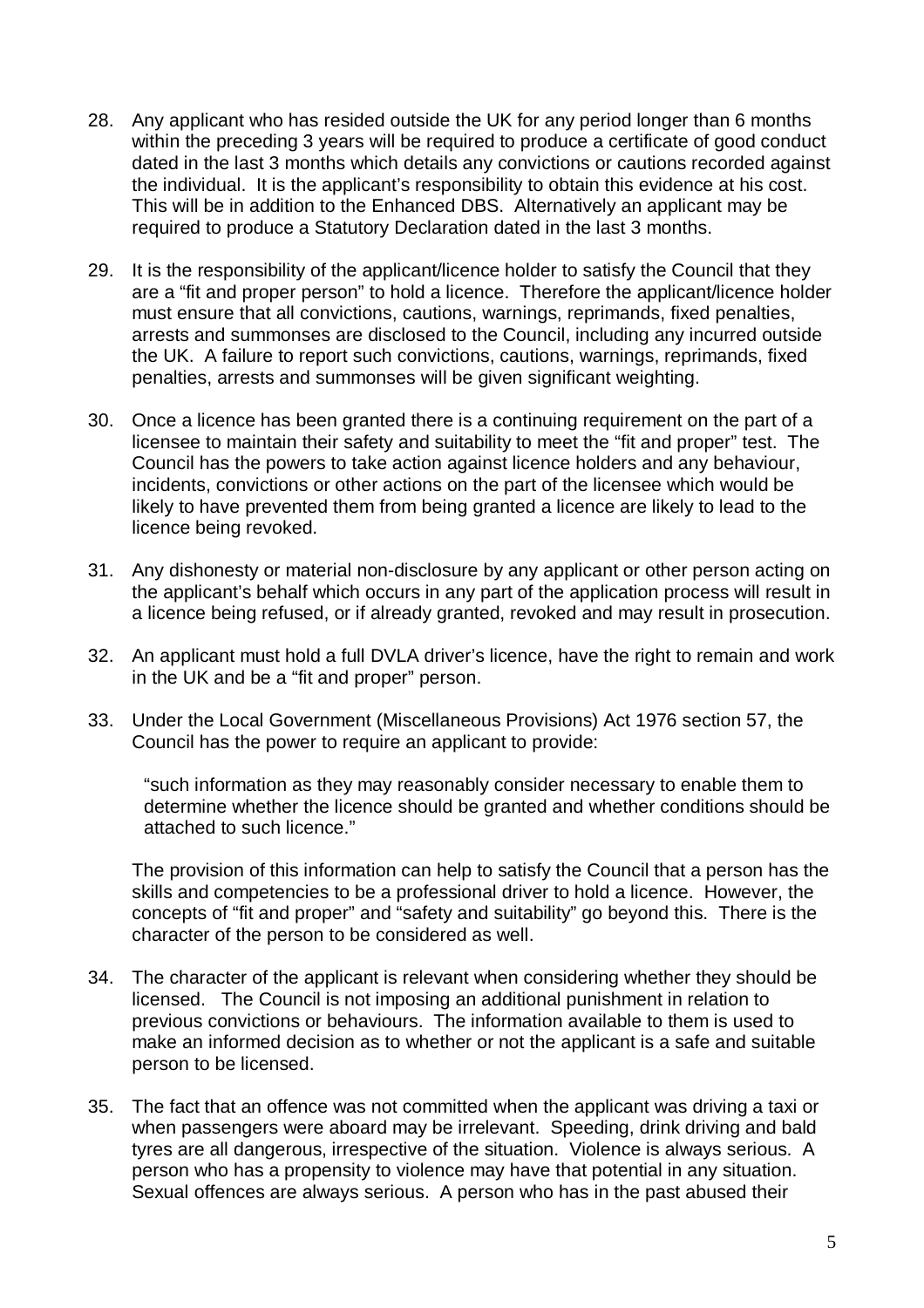28. Any applicant who has resided outside the UK for any period longer than 6 months within the preceding 3 years will be required to produce a certificate of good conduct dated in the last 3 months which details any convictions or cautions recorded against the individual. It is the applicant's responsibility to obtain this evidence at his cost. This will be in addition to the Enhanced DBS. Alternatively an applicant may be required to produce a Statutory Declaration dated in the last 3 months.

29. It is the responsibility of the applicant/licence holder to satisfy the Council that they are a "fit and proper person" to hold a licence. Therefore the applicant/licence holder must ensure that all convictions, cautions, warnings, reprimands, fixed penalties, arrests and summonses are disclosed to the Council, including any incurred outside the UK. A failure to report such convictions, cautions, warnings, reprimands, fixed penalties, arrests and summonses will be given significant weighting.

30. Once a licence has been granted there is a continuing requirement on the part of a licensee to maintain their safety and suitability to meet the "fit and proper" test. The Council has the powers to take action against licence holders and any behaviour, incidents, convictions or other actions on the part of the licensee which would be likely to have prevented them from being granted a licence are likely to lead to the licence being revoked.

31. Any dishonesty or material non-disclosure by any applicant or other person acting on the applicant's behalf which occurs in any part of the application process will result in a licence being refused, or if already granted, revoked and may result in prosecution.

32. An applicant must hold a full DVLA driver's licence, have the right to remain and work in the UK and be a "fit and proper" person.

33. Under the Local Government (Miscellaneous Provisions) Act 1976 section 57, the Council has the power to require an applicant to provide:

    "such information as they may reasonably consider necessary to enable them to determine whether the licence should be granted and whether conditions should be attached to such licence."

    The provision of this information can help to satisfy the Council that a person has the skills and competencies to be a professional driver to hold a licence. However, the concepts of "fit and proper" and "safety and suitability" go beyond this. There is the character of the person to be considered as well.

34. The character of the applicant is relevant when considering whether they should be licensed. The Council is not imposing an additional punishment in relation to previous convictions or behaviours. The information available to them is used to make an informed decision as to whether or not the applicant is a safe and suitable person to be licensed.

35. The fact that an offence was not committed when the applicant was driving a taxi or when passengers were aboard may be irrelevant. Speeding, drink driving and bald tyres are all dangerous, irrespective of the situation. Violence is always serious. A person who has a propensity to violence may have that potential in any situation. Sexual offences are always serious. A person who has in the past abused their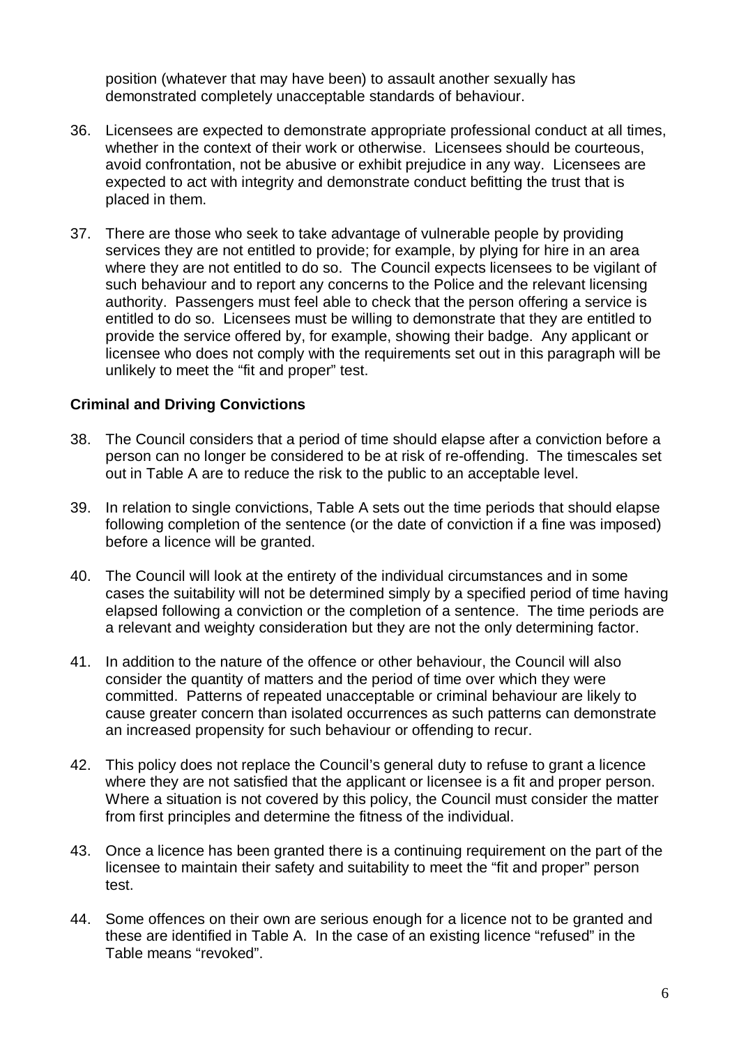position (whatever that may have been) to assault another sexually has demonstrated completely unacceptable standards of behaviour.

36. Licensees are expected to demonstrate appropriate professional conduct at all times, whether in the context of their work or otherwise. Licensees should be courteous, avoid confrontation, not be abusive or exhibit prejudice in any way. Licensees are expected to act with integrity and demonstrate conduct befitting the trust that is placed in them.

37. There are those who seek to take advantage of vulnerable people by providing services they are not entitled to provide; for example, by plying for hire in an area where they are not entitled to do so. The Council expects licensees to be vigilant of such behaviour and to report any concerns to the Police and the relevant licensing authority. Passengers must feel able to check that the person offering a service is entitled to do so. Licensees must be willing to demonstrate that they are entitled to provide the service offered by, for example, showing their badge. Any applicant or licensee who does not comply with the requirements set out in this paragraph will be unlikely to meet the "fit and proper" test.

### Criminal and Driving Convictions

38. The Council considers that a period of time should elapse after a conviction before a person can no longer be considered to be at risk of re-offending. The timescales set out in Table A are to reduce the risk to the public to an acceptable level.

39. In relation to single convictions, Table A sets out the time periods that should elapse following completion of the sentence (or the date of conviction if a fine was imposed) before a licence will be granted.

40. The Council will look at the entirety of the individual circumstances and in some cases the suitability will not be determined simply by a specified period of time having elapsed following a conviction or the completion of a sentence. The time periods are a relevant and weighty consideration but they are not the only determining factor.

41. In addition to the nature of the offence or other behaviour, the Council will also consider the quantity of matters and the period of time over which they were committed. Patterns of repeated unacceptable or criminal behaviour are likely to cause greater concern than isolated occurrences as such patterns can demonstrate an increased propensity for such behaviour or offending to recur.

42. This policy does not replace the Council's general duty to refuse to grant a licence where they are not satisfied that the applicant or licensee is a fit and proper person. Where a situation is not covered by this policy, the Council must consider the matter from first principles and determine the fitness of the individual.

43. Once a licence has been granted there is a continuing requirement on the part of the licensee to maintain their safety and suitability to meet the "fit and proper" person test.

44. Some offences on their own are serious enough for a licence not to be granted and these are identified in Table A. In the case of an existing licence "refused" in the Table means "revoked".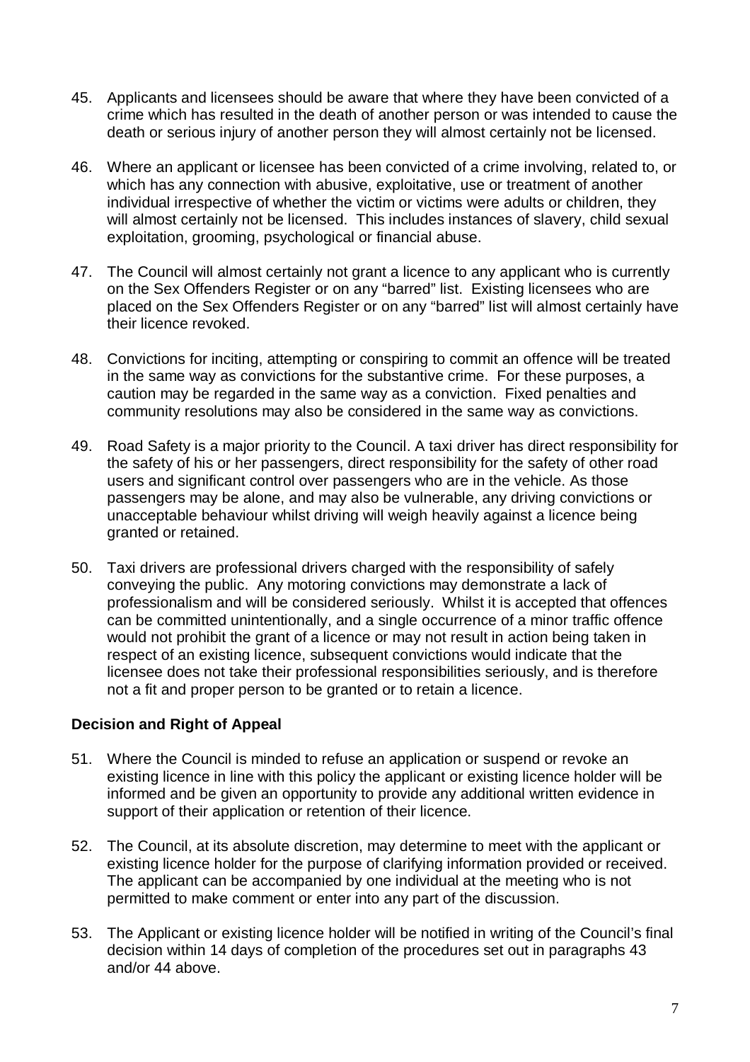45. Applicants and licensees should be aware that where they have been convicted of a crime which has resulted in the death of another person or was intended to cause the death or serious injury of another person they will almost certainly not be licensed.

46. Where an applicant or licensee has been convicted of a crime involving, related to, or which has any connection with abusive, exploitative, use or treatment of another individual irrespective of whether the victim or victims were adults or children, they will almost certainly not be licensed. This includes instances of slavery, child sexual exploitation, grooming, psychological or financial abuse.

47. The Council will almost certainly not grant a licence to any applicant who is currently on the Sex Offenders Register or on any "barred" list. Existing licensees who are placed on the Sex Offenders Register or on any "barred" list will almost certainly have their licence revoked.

48. Convictions for inciting, attempting or conspiring to commit an offence will be treated in the same way as convictions for the substantive crime. For these purposes, a caution may be regarded in the same way as a conviction. Fixed penalties and community resolutions may also be considered in the same way as convictions.

49. Road Safety is a major priority to the Council. A taxi driver has direct responsibility for the safety of his or her passengers, direct responsibility for the safety of other road users and significant control over passengers who are in the vehicle. As those passengers may be alone, and may also be vulnerable, any driving convictions or unacceptable behaviour whilst driving will weigh heavily against a licence being granted or retained.

50. Taxi drivers are professional drivers charged with the responsibility of safely conveying the public. Any motoring convictions may demonstrate a lack of professionalism and will be considered seriously. Whilst it is accepted that offences can be committed unintentionally, and a single occurrence of a minor traffic offence would not prohibit the grant of a licence or may not result in action being taken in respect of an existing licence, subsequent convictions would indicate that the licensee does not take their professional responsibilities seriously, and is therefore not a fit and proper person to be granted or to retain a licence.

**Decision and Right of Appeal**

51. Where the Council is minded to refuse an application or suspend or revoke an existing licence in line with this policy the applicant or existing licence holder will be informed and be given an opportunity to provide any additional written evidence in support of their application or retention of their licence.

52. The Council, at its absolute discretion, may determine to meet with the applicant or existing licence holder for the purpose of clarifying information provided or received. The applicant can be accompanied by one individual at the meeting who is not permitted to make comment or enter into any part of the discussion.

53. The Applicant or existing licence holder will be notified in writing of the Council's final decision within 14 days of completion of the procedures set out in paragraphs 43 and/or 44 above.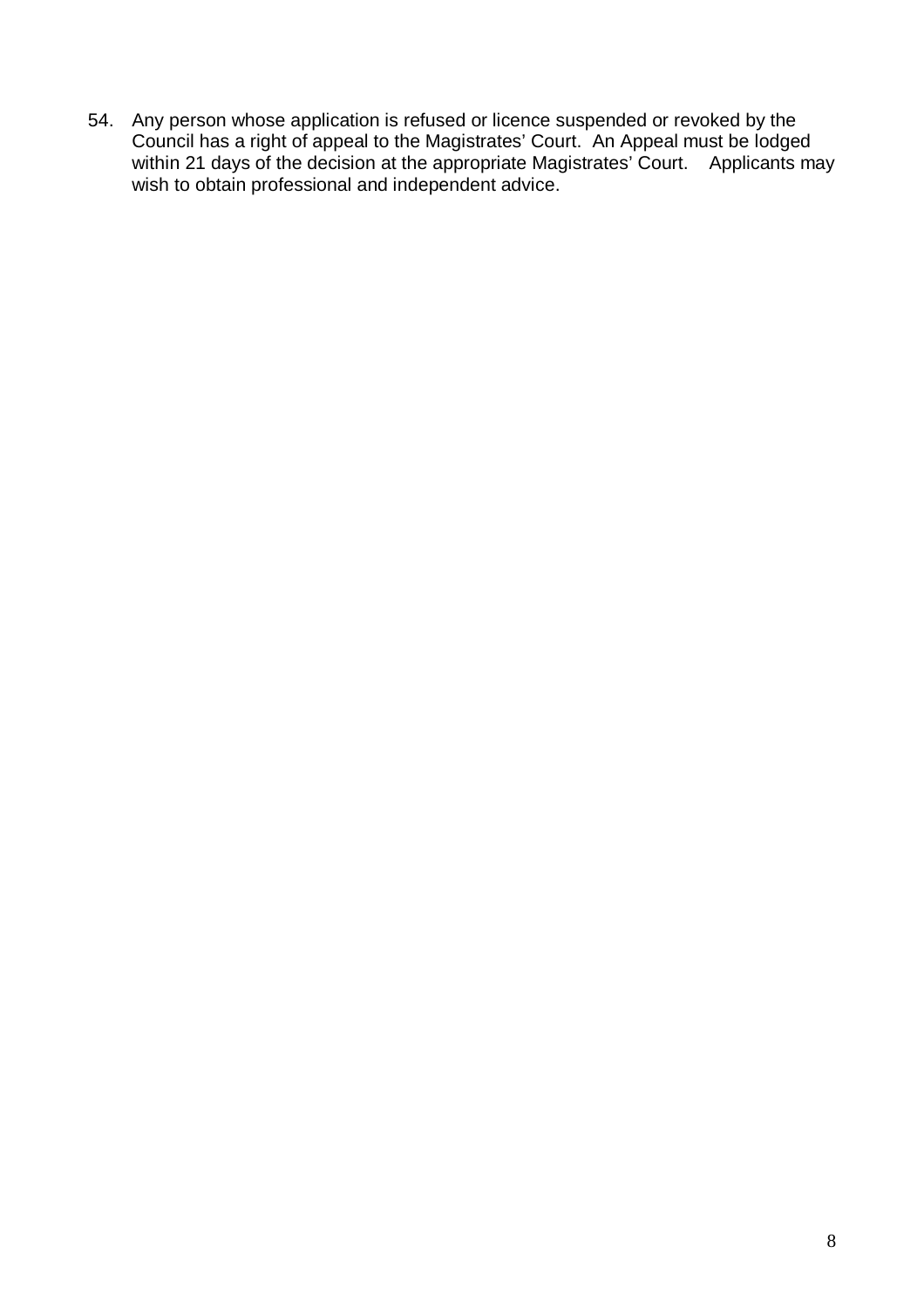54. Any person whose application is refused or licence suspended or revoked by the Council has a right of appeal to the Magistrates' Court. An Appeal must be lodged within 21 days of the decision at the appropriate Magistrates' Court. Applicants may wish to obtain professional and independent advice.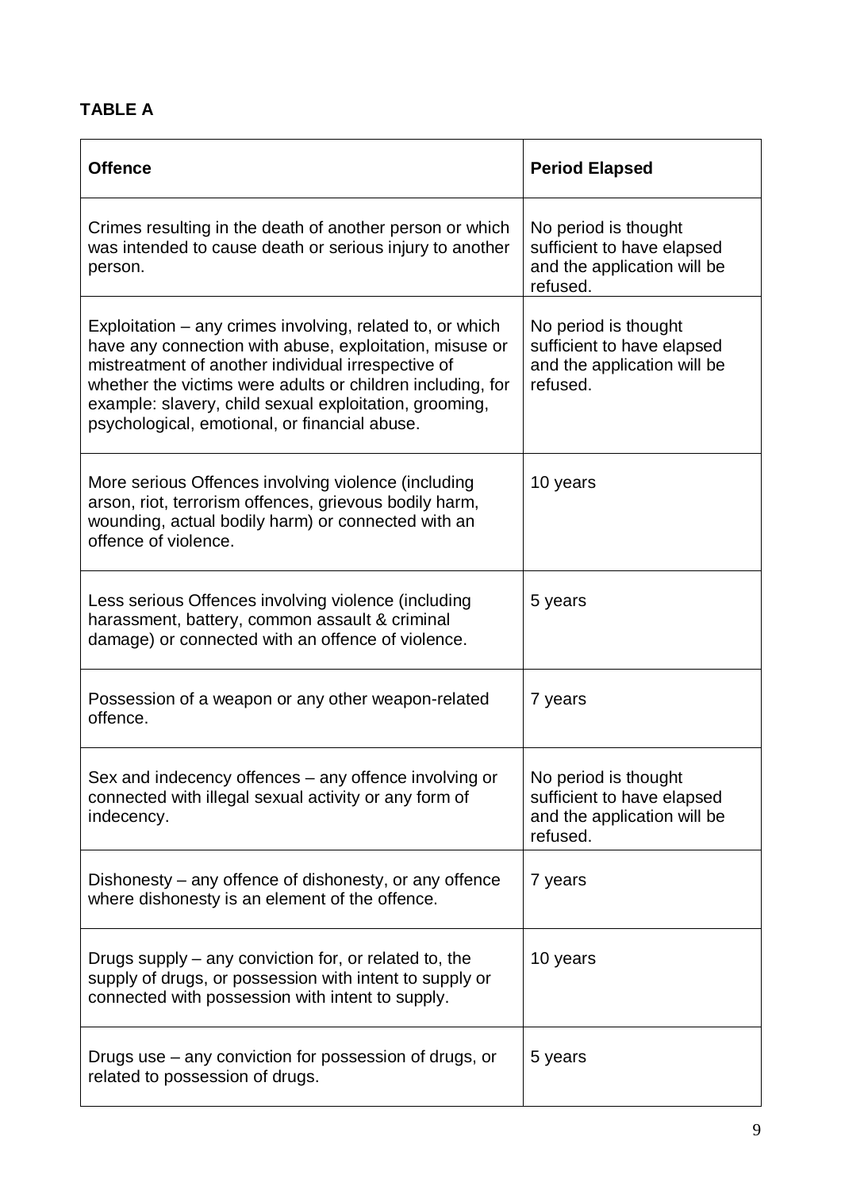**TABLE A**

| Offence | Period Elapsed |
|---|---|
| Crimes resulting in the death of another person or which was intended to cause death or serious injury to another person. | No period is thought sufficient to have elapsed and the application will be refused. |
| Exploitation – any crimes involving, related to, or which have any connection with abuse, exploitation, misuse or mistreatment of another individual irrespective of whether the victims were adults or children including, for example: slavery, child sexual exploitation, grooming, psychological, emotional, or financial abuse. | No period is thought sufficient to have elapsed and the application will be refused. |
| More serious Offences involving violence (including arson, riot, terrorism offences, grievous bodily harm, wounding, actual bodily harm) or connected with an offence of violence. | 10 years |
| Less serious Offences involving violence (including harassment, battery, common assault & criminal damage) or connected with an offence of violence. | 5 years |
| Possession of a weapon or any other weapon-related offence. | 7 years |
| Sex and indecency offences – any offence involving or connected with illegal sexual activity or any form of indecency. | No period is thought sufficient to have elapsed and the application will be refused. |
| Dishonesty – any offence of dishonesty, or any offence where dishonesty is an element of the offence. | 7 years |
| Drugs supply – any conviction for, or related to, the supply of drugs, or possession with intent to supply or connected with possession with intent to supply. | 10 years |
| Drugs use – any conviction for possession of drugs, or related to possession of drugs. | 5 years |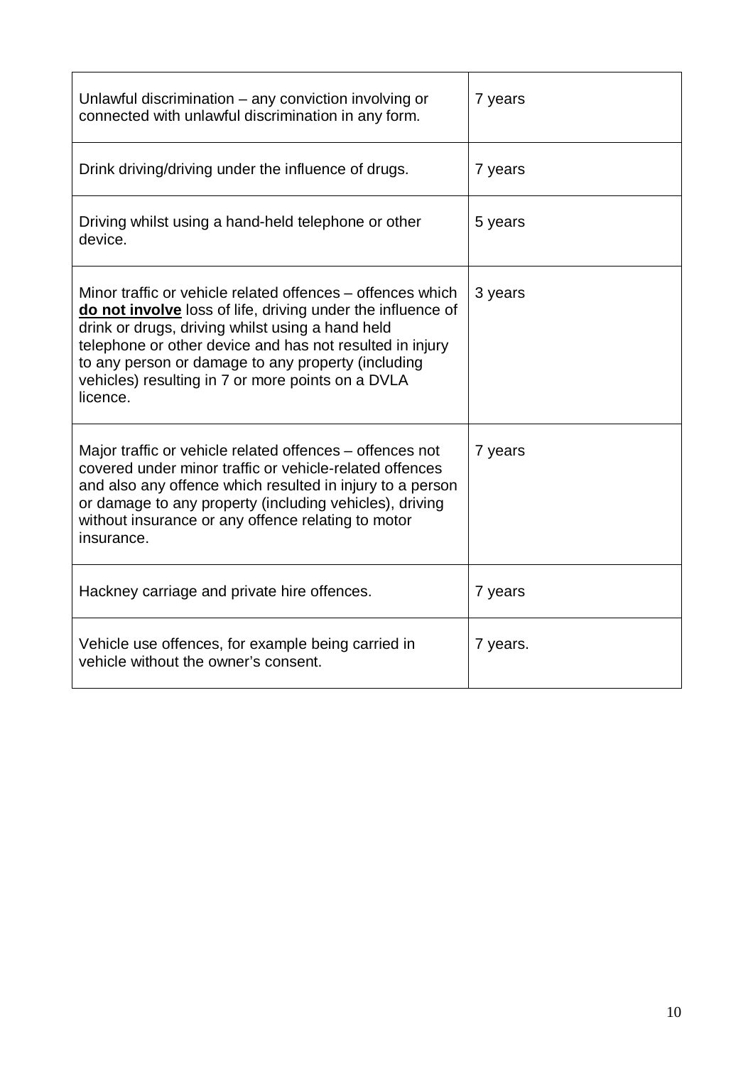| | |
|---|---|
| Unlawful discrimination – any conviction involving or connected with unlawful discrimination in any form. | 7 years |
| Drink driving/driving under the influence of drugs. | 7 years |
| Driving whilst using a hand-held telephone or other device. | 5 years |
| Minor traffic or vehicle related offences – offences which **do not involve** loss of life, driving under the influence of drink or drugs, driving whilst using a hand held telephone or other device and has not resulted in injury to any person or damage to any property (including vehicles) resulting in 7 or more points on a DVLA licence. | 3 years |
| Major traffic or vehicle related offences – offences not covered under minor traffic or vehicle-related offences and also any offence which resulted in injury to a person or damage to any property (including vehicles), driving without insurance or any offence relating to motor insurance. | 7 years |
| Hackney carriage and private hire offences. | 7 years |
| Vehicle use offences, for example being carried in vehicle without the owner's consent. | 7 years. |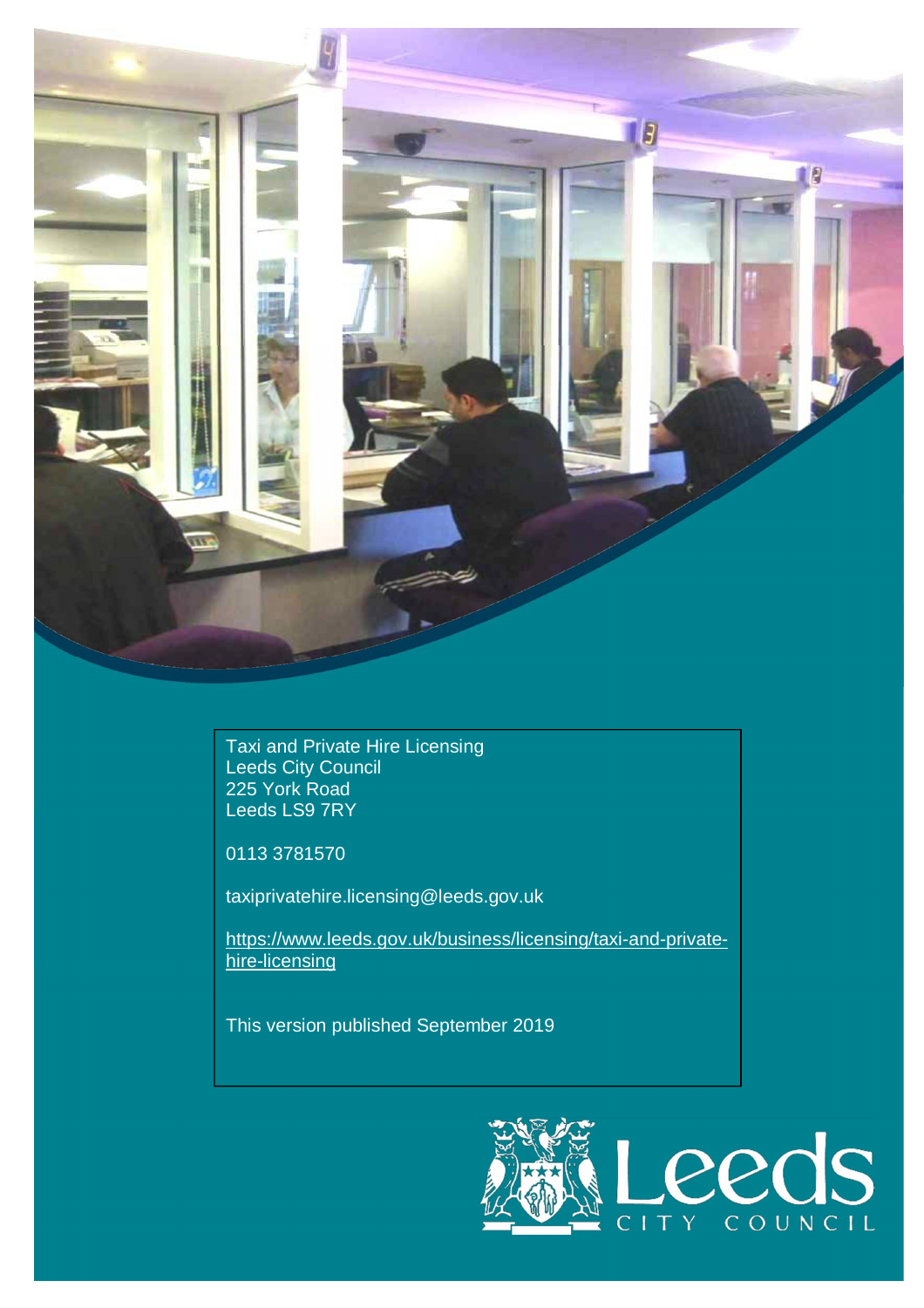Taxi and Private Hire Licensing
Leeds City Council
225 York Road
Leeds LS9 7RY

0113 3781570

taxiprivatehire.licensing@leeds.gov.uk

https://www.leeds.gov.uk/business/licensing/taxi-and-private-hire-licensing

This version published September 2019

Leeds CITY COUNCIL